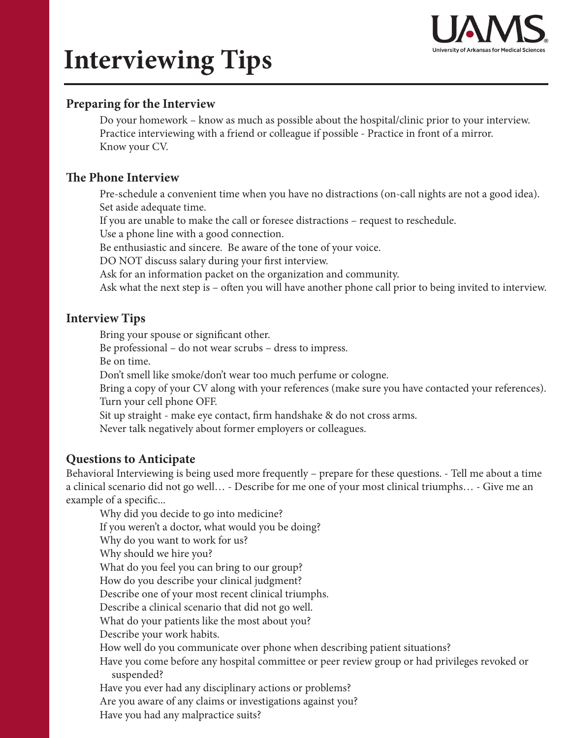# Interviewing Tips

## Preparing for the Interview

Do your homework – know as much as possible about the hospital/clinic prior to your interview.
Practice interviewing with a friend or colleague if possible - Practice in front of a mirror.
Know your CV.

## The Phone Interview

Pre-schedule a convenient time when you have no distractions (on-call nights are not a good idea).
Set aside adequate time.
If you are unable to make the call or foresee distractions – request to reschedule.
Use a phone line with a good connection.
Be enthusiastic and sincere. Be aware of the tone of your voice.
DO NOT discuss salary during your first interview.
Ask for an information packet on the organization and community.
Ask what the next step is – often you will have another phone call prior to being invited to interview.

## Interview Tips

Bring your spouse or significant other.
Be professional – do not wear scrubs – dress to impress.
Be on time.
Don't smell like smoke/don't wear too much perfume or cologne.
Bring a copy of your CV along with your references (make sure you have contacted your references).
Turn your cell phone OFF.
Sit up straight - make eye contact, firm handshake & do not cross arms.
Never talk negatively about former employers or colleagues.

## Questions to Anticipate

Behavioral Interviewing is being used more frequently – prepare for these questions. - Tell me about a time a clinical scenario did not go well… - Describe for me one of your most clinical triumphs… - Give me an example of a specific...

Why did you decide to go into medicine?
If you weren't a doctor, what would you be doing?
Why do you want to work for us?
Why should we hire you?
What do you feel you can bring to our group?
How do you describe your clinical judgment?
Describe one of your most recent clinical triumphs.
Describe a clinical scenario that did not go well.
What do your patients like the most about you?
Describe your work habits.
How well do you communicate over phone when describing patient situations?
Have you come before any hospital committee or peer review group or had privileges revoked or suspended?
Have you ever had any disciplinary actions or problems?
Are you aware of any claims or investigations against you?
Have you had any malpractice suits?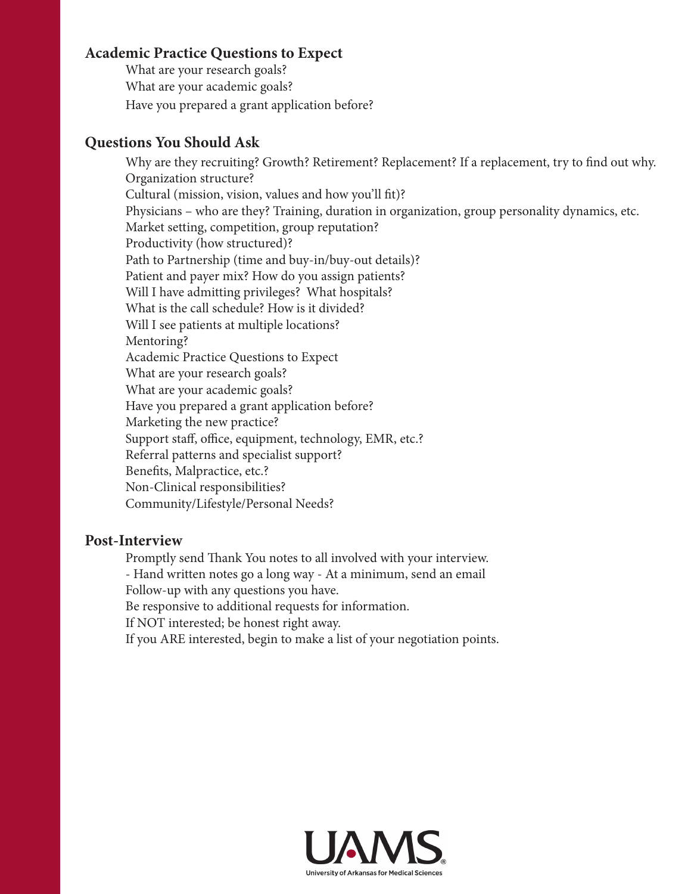## Academic Practice Questions to Expect

What are your research goals?
What are your academic goals?
Have you prepared a grant application before?

## Questions You Should Ask

Why are they recruiting? Growth? Retirement? Replacement? If a replacement, try to find out why.
Organization structure?
Cultural (mission, vision, values and how you'll fit)?
Physicians – who are they? Training, duration in organization, group personality dynamics, etc.
Market setting, competition, group reputation?
Productivity (how structured)?
Path to Partnership (time and buy-in/buy-out details)?
Patient and payer mix? How do you assign patients?
Will I have admitting privileges? What hospitals?
What is the call schedule? How is it divided?
Will I see patients at multiple locations?
Mentoring?
Academic Practice Questions to Expect
What are your research goals?
What are your academic goals?
Have you prepared a grant application before?
Marketing the new practice?
Support staff, office, equipment, technology, EMR, etc.?
Referral patterns and specialist support?
Benefits, Malpractice, etc.?
Non-Clinical responsibilities?
Community/Lifestyle/Personal Needs?

## Post-Interview

Promptly send Thank You notes to all involved with your interview.
- Hand written notes go a long way - At a minimum, send an email
Follow-up with any questions you have.
Be responsive to additional requests for information.
If NOT interested; be honest right away.
If you ARE interested, begin to make a list of your negotiation points.

UAMS
University of Arkansas for Medical Sciences